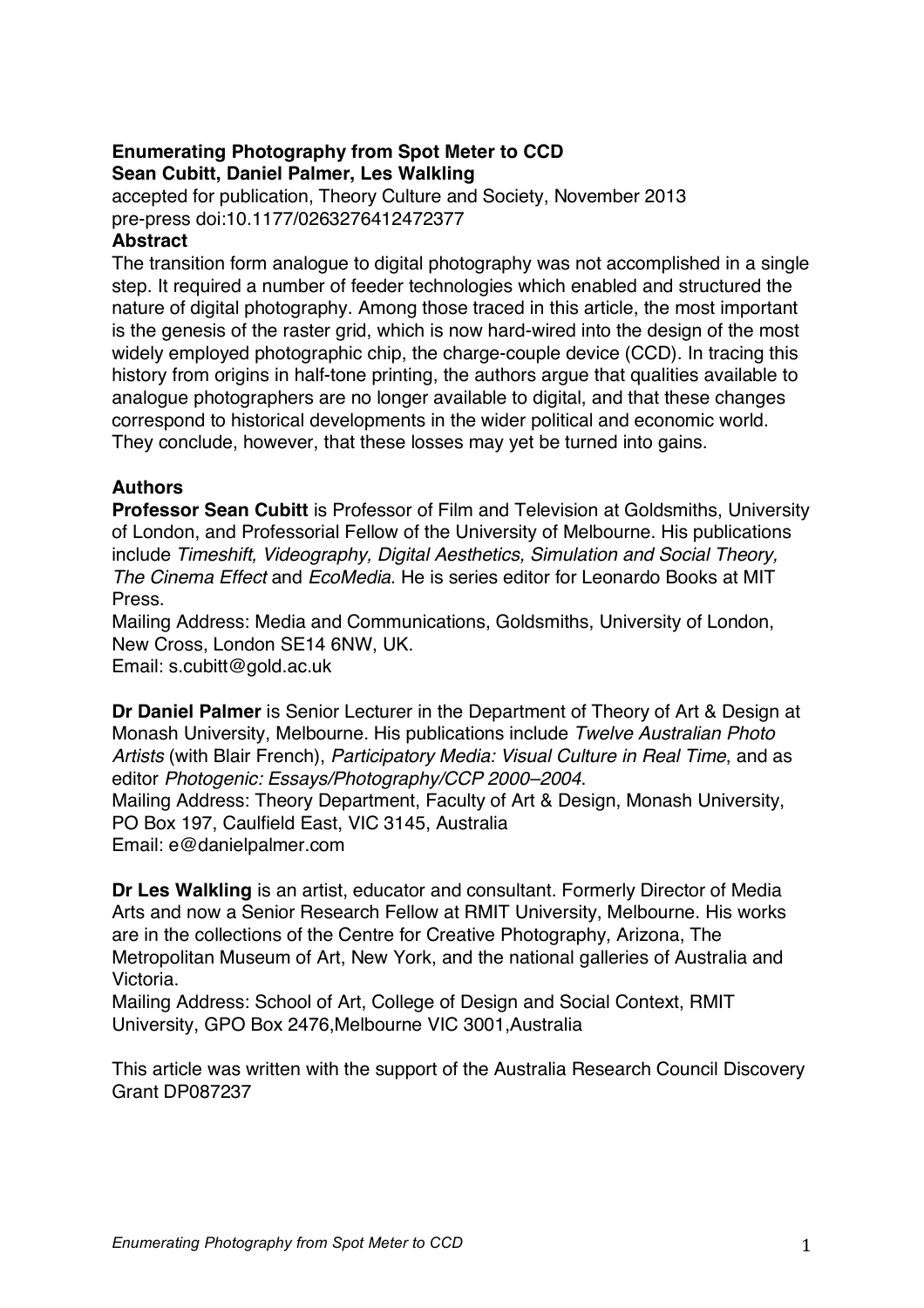# Enumerating Photography from Spot Meter to CCD

**Sean Cubitt, Daniel Palmer, Les Walkling**

accepted for publication, Theory Culture and Society, November 2013
pre-press doi:10.1177/0263276412472377

## Abstract

The transition form analogue to digital photography was not accomplished in a single step. It required a number of feeder technologies which enabled and structured the nature of digital photography. Among those traced in this article, the most important is the genesis of the raster grid, which is now hard-wired into the design of the most widely employed photographic chip, the charge-couple device (CCD). In tracing this history from origins in half-tone printing, the authors argue that qualities available to analogue photographers are no longer available to digital, and that these changes correspond to historical developments in the wider political and economic world. They conclude, however, that these losses may yet be turned into gains.

## Authors

**Professor Sean Cubitt** is Professor of Film and Television at Goldsmiths, University of London, and Professorial Fellow of the University of Melbourne. His publications include *Timeshift, Videography, Digital Aesthetics, Simulation and Social Theory, The Cinema Effect* and *EcoMedia*. He is series editor for Leonardo Books at MIT Press.
Mailing Address: Media and Communications, Goldsmiths, University of London, New Cross, London SE14 6NW, UK.
Email: s.cubitt@gold.ac.uk

**Dr Daniel Palmer** is Senior Lecturer in the Department of Theory of Art & Design at Monash University, Melbourne. His publications include *Twelve Australian Photo Artists* (with Blair French), *Participatory Media: Visual Culture in Real Time*, and as editor *Photogenic: Essays/Photography/CCP 2000–2004*.
Mailing Address: Theory Department, Faculty of Art & Design, Monash University, PO Box 197, Caulfield East, VIC 3145, Australia
Email: e@danielpalmer.com

**Dr Les Walkling** is an artist, educator and consultant. Formerly Director of Media Arts and now a Senior Research Fellow at RMIT University, Melbourne. His works are in the collections of the Centre for Creative Photography, Arizona, The Metropolitan Museum of Art, New York, and the national galleries of Australia and Victoria.
Mailing Address: School of Art, College of Design and Social Context, RMIT University, GPO Box 2476,Melbourne VIC 3001,Australia

This article was written with the support of the Australia Research Council Discovery Grant DP087237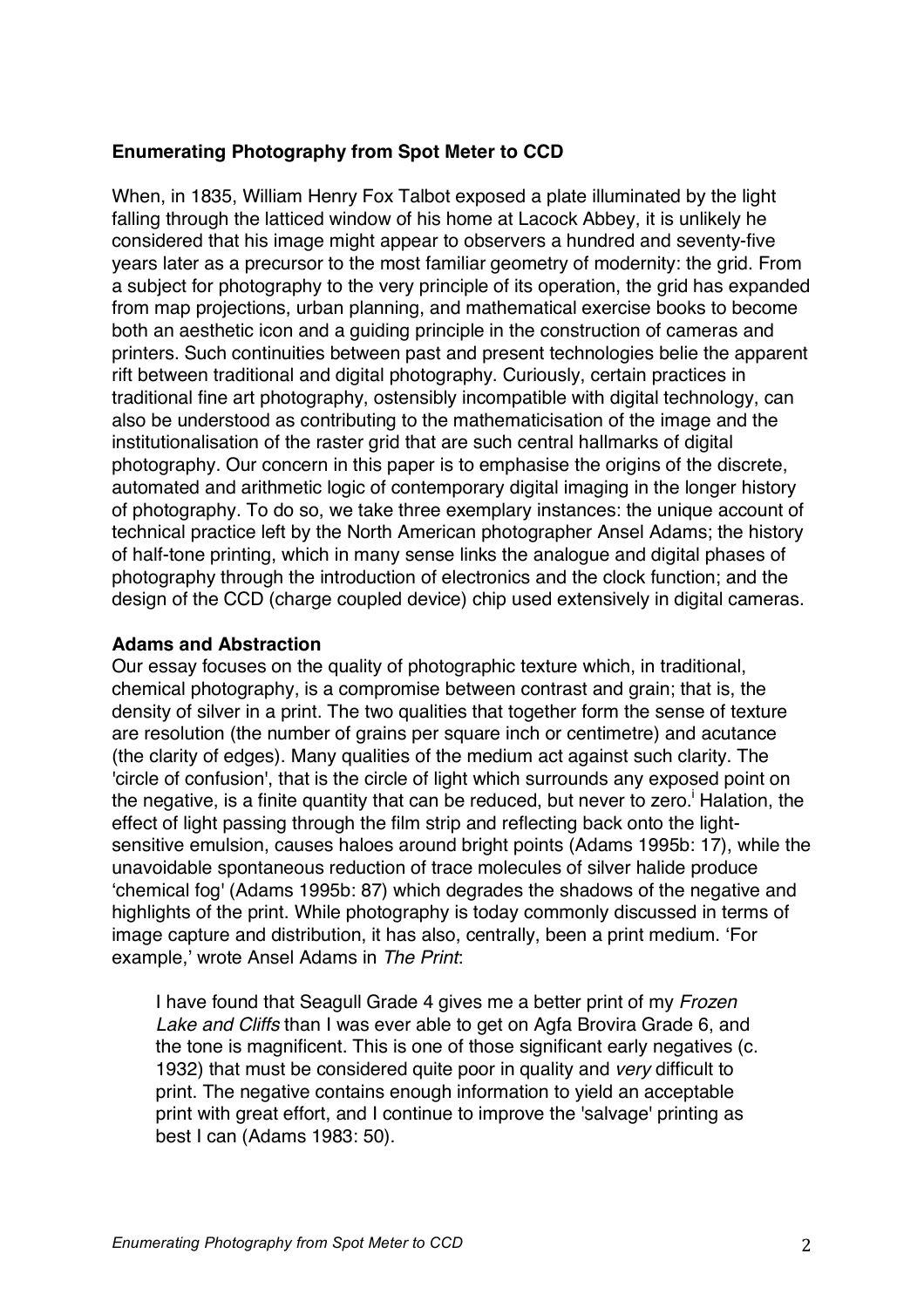**Enumerating Photography from Spot Meter to CCD**

When, in 1835, William Henry Fox Talbot exposed a plate illuminated by the light falling through the latticed window of his home at Lacock Abbey, it is unlikely he considered that his image might appear to observers a hundred and seventy-five years later as a precursor to the most familiar geometry of modernity: the grid. From a subject for photography to the very principle of its operation, the grid has expanded from map projections, urban planning, and mathematical exercise books to become both an aesthetic icon and a guiding principle in the construction of cameras and printers. Such continuities between past and present technologies belie the apparent rift between traditional and digital photography. Curiously, certain practices in traditional fine art photography, ostensibly incompatible with digital technology, can also be understood as contributing to the mathematicisation of the image and the institutionalisation of the raster grid that are such central hallmarks of digital photography. Our concern in this paper is to emphasise the origins of the discrete, automated and arithmetic logic of contemporary digital imaging in the longer history of photography. To do so, we take three exemplary instances: the unique account of technical practice left by the North American photographer Ansel Adams; the history of half-tone printing, which in many sense links the analogue and digital phases of photography through the introduction of electronics and the clock function; and the design of the CCD (charge coupled device) chip used extensively in digital cameras.

**Adams and Abstraction**

Our essay focuses on the quality of photographic texture which, in traditional, chemical photography, is a compromise between contrast and grain; that is, the density of silver in a print. The two qualities that together form the sense of texture are resolution (the number of grains per square inch or centimetre) and acutance (the clarity of edges). Many qualities of the medium act against such clarity. The 'circle of confusion', that is the circle of light which surrounds any exposed point on the negative, is a finite quantity that can be reduced, but never to zero.[i] Halation, the effect of light passing through the film strip and reflecting back onto the light-sensitive emulsion, causes haloes around bright points (Adams 1995b: 17), while the unavoidable spontaneous reduction of trace molecules of silver halide produce 'chemical fog' (Adams 1995b: 87) which degrades the shadows of the negative and highlights of the print. While photography is today commonly discussed in terms of image capture and distribution, it has also, centrally, been a print medium. 'For example,' wrote Ansel Adams in *The Print*:

> I have found that Seagull Grade 4 gives me a better print of my *Frozen Lake and Cliffs* than I was ever able to get on Agfa Brovira Grade 6, and the tone is magnificent. This is one of those significant early negatives (c. 1932) that must be considered quite poor in quality and *very* difficult to print. The negative contains enough information to yield an acceptable print with great effort, and I continue to improve the 'salvage' printing as best I can (Adams 1983: 50).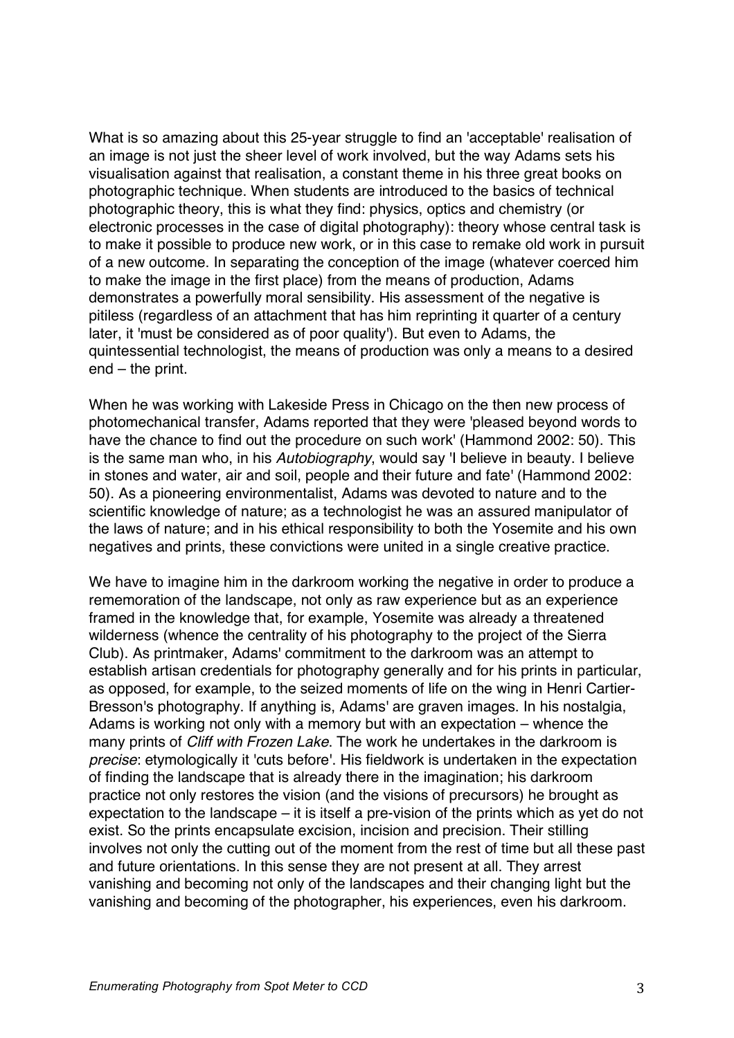What is so amazing about this 25-year struggle to find an 'acceptable' realisation of an image is not just the sheer level of work involved, but the way Adams sets his visualisation against that realisation, a constant theme in his three great books on photographic technique. When students are introduced to the basics of technical photographic theory, this is what they find: physics, optics and chemistry (or electronic processes in the case of digital photography): theory whose central task is to make it possible to produce new work, or in this case to remake old work in pursuit of a new outcome. In separating the conception of the image (whatever coerced him to make the image in the first place) from the means of production, Adams demonstrates a powerfully moral sensibility. His assessment of the negative is pitiless (regardless of an attachment that has him reprinting it quarter of a century later, it 'must be considered as of poor quality'). But even to Adams, the quintessential technologist, the means of production was only a means to a desired end – the print.

When he was working with Lakeside Press in Chicago on the then new process of photomechanical transfer, Adams reported that they were 'pleased beyond words to have the chance to find out the procedure on such work' (Hammond 2002: 50). This is the same man who, in his *Autobiography*, would say 'I believe in beauty. I believe in stones and water, air and soil, people and their future and fate' (Hammond 2002: 50). As a pioneering environmentalist, Adams was devoted to nature and to the scientific knowledge of nature; as a technologist he was an assured manipulator of the laws of nature; and in his ethical responsibility to both the Yosemite and his own negatives and prints, these convictions were united in a single creative practice.

We have to imagine him in the darkroom working the negative in order to produce a rememoration of the landscape, not only as raw experience but as an experience framed in the knowledge that, for example, Yosemite was already a threatened wilderness (whence the centrality of his photography to the project of the Sierra Club). As printmaker, Adams' commitment to the darkroom was an attempt to establish artisan credentials for photography generally and for his prints in particular, as opposed, for example, to the seized moments of life on the wing in Henri Cartier-Bresson's photography. If anything is, Adams' are graven images. In his nostalgia, Adams is working not only with a memory but with an expectation – whence the many prints of *Cliff with Frozen Lake*. The work he undertakes in the darkroom is *precise*: etymologically it 'cuts before'. His fieldwork is undertaken in the expectation of finding the landscape that is already there in the imagination; his darkroom practice not only restores the vision (and the visions of precursors) he brought as expectation to the landscape – it is itself a pre-vision of the prints which as yet do not exist. So the prints encapsulate excision, incision and precision. Their stilling involves not only the cutting out of the moment from the rest of time but all these past and future orientations. In this sense they are not present at all. They arrest vanishing and becoming not only of the landscapes and their changing light but the vanishing and becoming of the photographer, his experiences, even his darkroom.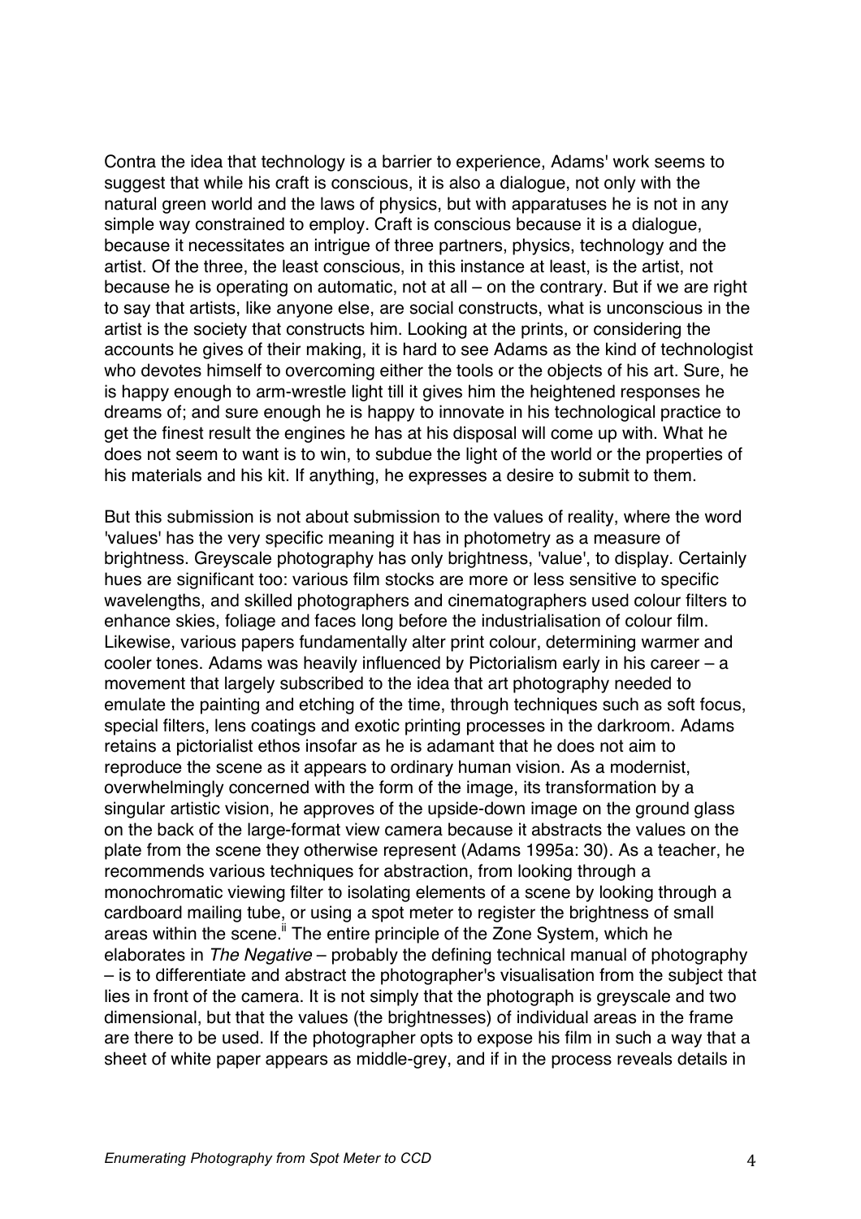Contra the idea that technology is a barrier to experience, Adams' work seems to suggest that while his craft is conscious, it is also a dialogue, not only with the natural green world and the laws of physics, but with apparatuses he is not in any simple way constrained to employ. Craft is conscious because it is a dialogue, because it necessitates an intrigue of three partners, physics, technology and the artist. Of the three, the least conscious, in this instance at least, is the artist, not because he is operating on automatic, not at all – on the contrary. But if we are right to say that artists, like anyone else, are social constructs, what is unconscious in the artist is the society that constructs him. Looking at the prints, or considering the accounts he gives of their making, it is hard to see Adams as the kind of technologist who devotes himself to overcoming either the tools or the objects of his art. Sure, he is happy enough to arm-wrestle light till it gives him the heightened responses he dreams of; and sure enough he is happy to innovate in his technological practice to get the finest result the engines he has at his disposal will come up with. What he does not seem to want is to win, to subdue the light of the world or the properties of his materials and his kit. If anything, he expresses a desire to submit to them.

But this submission is not about submission to the values of reality, where the word 'values' has the very specific meaning it has in photometry as a measure of brightness. Greyscale photography has only brightness, 'value', to display. Certainly hues are significant too: various film stocks are more or less sensitive to specific wavelengths, and skilled photographers and cinematographers used colour filters to enhance skies, foliage and faces long before the industrialisation of colour film. Likewise, various papers fundamentally alter print colour, determining warmer and cooler tones. Adams was heavily influenced by Pictorialism early in his career – a movement that largely subscribed to the idea that art photography needed to emulate the painting and etching of the time, through techniques such as soft focus, special filters, lens coatings and exotic printing processes in the darkroom. Adams retains a pictorialist ethos insofar as he is adamant that he does not aim to reproduce the scene as it appears to ordinary human vision. As a modernist, overwhelmingly concerned with the form of the image, its transformation by a singular artistic vision, he approves of the upside-down image on the ground glass on the back of the large-format view camera because it abstracts the values on the plate from the scene they otherwise represent (Adams 1995a: 30). As a teacher, he recommends various techniques for abstraction, from looking through a monochromatic viewing filter to isolating elements of a scene by looking through a cardboard mailing tube, or using a spot meter to register the brightness of small areas within the scene.[ii] The entire principle of the Zone System, which he elaborates in *The Negative* – probably the defining technical manual of photography – is to differentiate and abstract the photographer's visualisation from the subject that lies in front of the camera. It is not simply that the photograph is greyscale and two dimensional, but that the values (the brightnesses) of individual areas in the frame are there to be used. If the photographer opts to expose his film in such a way that a sheet of white paper appears as middle-grey, and if in the process reveals details in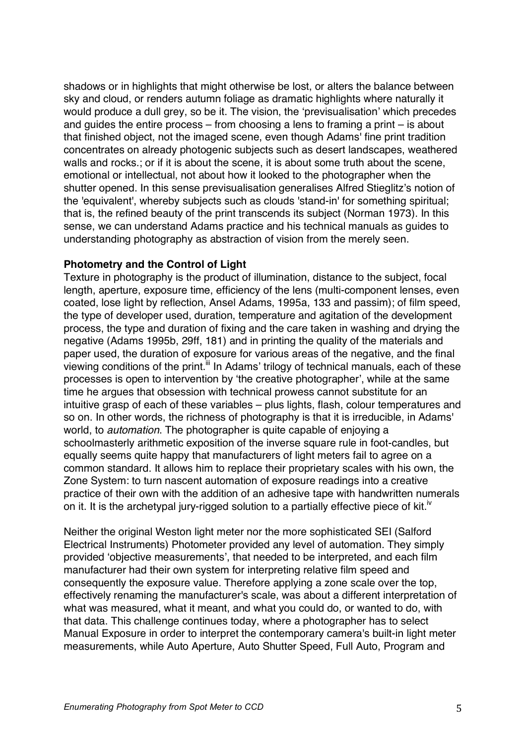shadows or in highlights that might otherwise be lost, or alters the balance between sky and cloud, or renders autumn foliage as dramatic highlights where naturally it would produce a dull grey, so be it. The vision, the 'previsualisation' which precedes and guides the entire process – from choosing a lens to framing a print – is about that finished object, not the imaged scene, even though Adams' fine print tradition concentrates on already photogenic subjects such as desert landscapes, weathered walls and rocks.; or if it is about the scene, it is about some truth about the scene, emotional or intellectual, not about how it looked to the photographer when the shutter opened. In this sense previsualisation generalises Alfred Stieglitz's notion of the 'equivalent', whereby subjects such as clouds 'stand-in' for something spiritual; that is, the refined beauty of the print transcends its subject (Norman 1973). In this sense, we can understand Adams practice and his technical manuals as guides to understanding photography as abstraction of vision from the merely seen.

**Photometry and the Control of Light**

Texture in photography is the product of illumination, distance to the subject, focal length, aperture, exposure time, efficiency of the lens (multi-component lenses, even coated, lose light by reflection, Ansel Adams, 1995a, 133 and passim); of film speed, the type of developer used, duration, temperature and agitation of the development process, the type and duration of fixing and the care taken in washing and drying the negative (Adams 1995b, 29ff, 181) and in printing the quality of the materials and paper used, the duration of exposure for various areas of the negative, and the final viewing conditions of the print.[iii] In Adams' trilogy of technical manuals, each of these processes is open to intervention by 'the creative photographer', while at the same time he argues that obsession with technical prowess cannot substitute for an intuitive grasp of each of these variables – plus lights, flash, colour temperatures and so on. In other words, the richness of photography is that it is irreducible, in Adams' world, to *automation*. The photographer is quite capable of enjoying a schoolmasterly arithmetic exposition of the inverse square rule in foot-candles, but equally seems quite happy that manufacturers of light meters fail to agree on a common standard. It allows him to replace their proprietary scales with his own, the Zone System: to turn nascent automation of exposure readings into a creative practice of their own with the addition of an adhesive tape with handwritten numerals on it. It is the archetypal jury-rigged solution to a partially effective piece of kit.[iv]

Neither the original Weston light meter nor the more sophisticated SEI (Salford Electrical Instruments) Photometer provided any level of automation. They simply provided 'objective measurements', that needed to be interpreted, and each film manufacturer had their own system for interpreting relative film speed and consequently the exposure value. Therefore applying a zone scale over the top, effectively renaming the manufacturer's scale, was about a different interpretation of what was measured, what it meant, and what you could do, or wanted to do, with that data. This challenge continues today, where a photographer has to select Manual Exposure in order to interpret the contemporary camera's built-in light meter measurements, while Auto Aperture, Auto Shutter Speed, Full Auto, Program and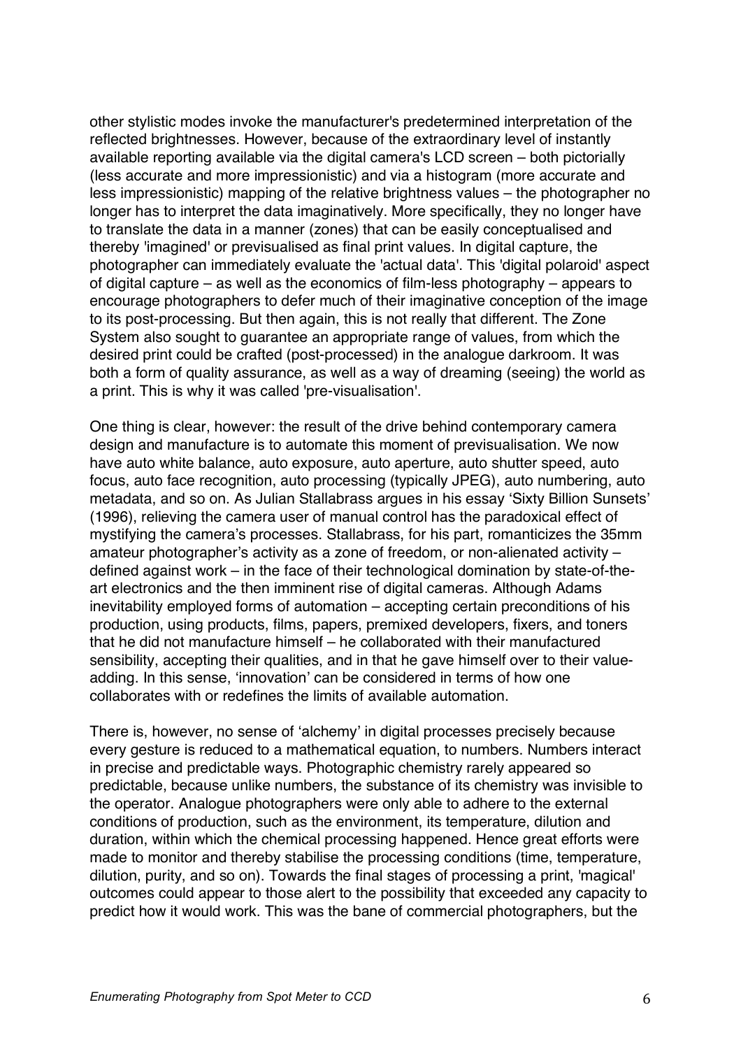other stylistic modes invoke the manufacturer's predetermined interpretation of the reflected brightnesses. However, because of the extraordinary level of instantly available reporting available via the digital camera's LCD screen – both pictorially (less accurate and more impressionistic) and via a histogram (more accurate and less impressionistic) mapping of the relative brightness values – the photographer no longer has to interpret the data imaginatively. More specifically, they no longer have to translate the data in a manner (zones) that can be easily conceptualised and thereby 'imagined' or previsualised as final print values. In digital capture, the photographer can immediately evaluate the 'actual data'. This 'digital polaroid' aspect of digital capture – as well as the economics of film-less photography – appears to encourage photographers to defer much of their imaginative conception of the image to its post-processing. But then again, this is not really that different. The Zone System also sought to guarantee an appropriate range of values, from which the desired print could be crafted (post-processed) in the analogue darkroom. It was both a form of quality assurance, as well as a way of dreaming (seeing) the world as a print. This is why it was called 'pre-visualisation'.

One thing is clear, however: the result of the drive behind contemporary camera design and manufacture is to automate this moment of previsualisation. We now have auto white balance, auto exposure, auto aperture, auto shutter speed, auto focus, auto face recognition, auto processing (typically JPEG), auto numbering, auto metadata, and so on. As Julian Stallabrass argues in his essay 'Sixty Billion Sunsets' (1996), relieving the camera user of manual control has the paradoxical effect of mystifying the camera's processes. Stallabrass, for his part, romanticizes the 35mm amateur photographer's activity as a zone of freedom, or non-alienated activity – defined against work – in the face of their technological domination by state-of-the-art electronics and the then imminent rise of digital cameras. Although Adams inevitability employed forms of automation – accepting certain preconditions of his production, using products, films, papers, premixed developers, fixers, and toners that he did not manufacture himself – he collaborated with their manufactured sensibility, accepting their qualities, and in that he gave himself over to their value-adding. In this sense, 'innovation' can be considered in terms of how one collaborates with or redefines the limits of available automation.

There is, however, no sense of 'alchemy' in digital processes precisely because every gesture is reduced to a mathematical equation, to numbers. Numbers interact in precise and predictable ways. Photographic chemistry rarely appeared so predictable, because unlike numbers, the substance of its chemistry was invisible to the operator. Analogue photographers were only able to adhere to the external conditions of production, such as the environment, its temperature, dilution and duration, within which the chemical processing happened. Hence great efforts were made to monitor and thereby stabilise the processing conditions (time, temperature, dilution, purity, and so on). Towards the final stages of processing a print, 'magical' outcomes could appear to those alert to the possibility that exceeded any capacity to predict how it would work. This was the bane of commercial photographers, but the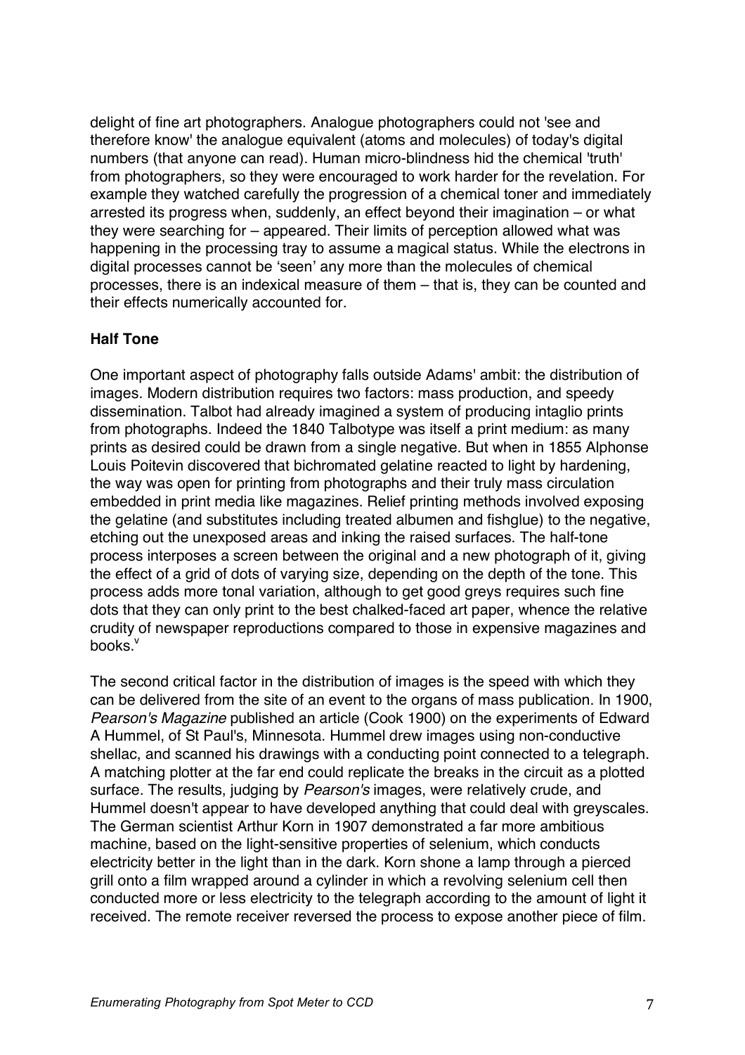delight of fine art photographers. Analogue photographers could not 'see and therefore know' the analogue equivalent (atoms and molecules) of today's digital numbers (that anyone can read). Human micro-blindness hid the chemical 'truth' from photographers, so they were encouraged to work harder for the revelation. For example they watched carefully the progression of a chemical toner and immediately arrested its progress when, suddenly, an effect beyond their imagination – or what they were searching for – appeared. Their limits of perception allowed what was happening in the processing tray to assume a magical status. While the electrons in digital processes cannot be 'seen' any more than the molecules of chemical processes, there is an indexical measure of them – that is, they can be counted and their effects numerically accounted for.

**Half Tone**

One important aspect of photography falls outside Adams' ambit: the distribution of images. Modern distribution requires two factors: mass production, and speedy dissemination. Talbot had already imagined a system of producing intaglio prints from photographs. Indeed the 1840 Talbotype was itself a print medium: as many prints as desired could be drawn from a single negative. But when in 1855 Alphonse Louis Poitevin discovered that bichromated gelatine reacted to light by hardening, the way was open for printing from photographs and their truly mass circulation embedded in print media like magazines. Relief printing methods involved exposing the gelatine (and substitutes including treated albumen and fishglue) to the negative, etching out the unexposed areas and inking the raised surfaces. The half-tone process interposes a screen between the original and a new photograph of it, giving the effect of a grid of dots of varying size, depending on the depth of the tone. This process adds more tonal variation, although to get good greys requires such fine dots that they can only print to the best chalked-faced art paper, whence the relative crudity of newspaper reproductions compared to those in expensive magazines and books.[v]

The second critical factor in the distribution of images is the speed with which they can be delivered from the site of an event to the organs of mass publication. In 1900, *Pearson's Magazine* published an article (Cook 1900) on the experiments of Edward A Hummel, of St Paul's, Minnesota. Hummel drew images using non-conductive shellac, and scanned his drawings with a conducting point connected to a telegraph. A matching plotter at the far end could replicate the breaks in the circuit as a plotted surface. The results, judging by *Pearson's* images, were relatively crude, and Hummel doesn't appear to have developed anything that could deal with greyscales. The German scientist Arthur Korn in 1907 demonstrated a far more ambitious machine, based on the light-sensitive properties of selenium, which conducts electricity better in the light than in the dark. Korn shone a lamp through a pierced grill onto a film wrapped around a cylinder in which a revolving selenium cell then conducted more or less electricity to the telegraph according to the amount of light it received. The remote receiver reversed the process to expose another piece of film.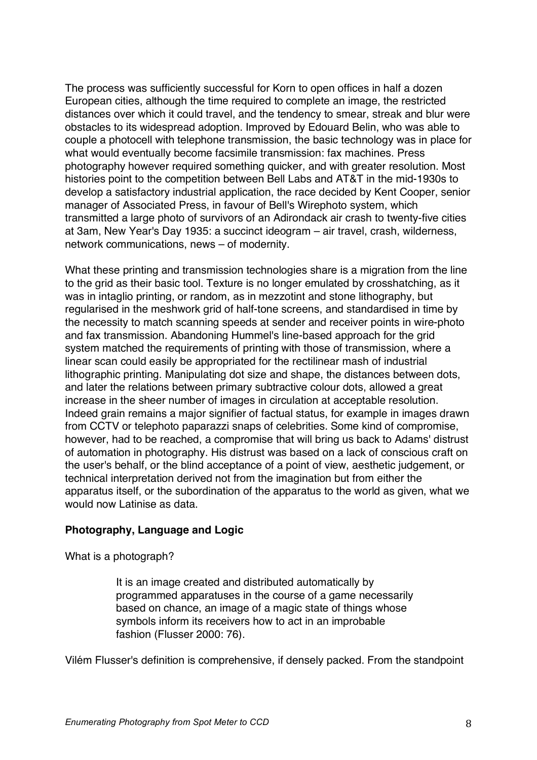The process was sufficiently successful for Korn to open offices in half a dozen European cities, although the time required to complete an image, the restricted distances over which it could travel, and the tendency to smear, streak and blur were obstacles to its widespread adoption. Improved by Edouard Belin, who was able to couple a photocell with telephone transmission, the basic technology was in place for what would eventually become facsimile transmission: fax machines. Press photography however required something quicker, and with greater resolution. Most histories point to the competition between Bell Labs and AT&T in the mid-1930s to develop a satisfactory industrial application, the race decided by Kent Cooper, senior manager of Associated Press, in favour of Bell's Wirephoto system, which transmitted a large photo of survivors of an Adirondack air crash to twenty-five cities at 3am, New Year's Day 1935: a succinct ideogram – air travel, crash, wilderness, network communications, news – of modernity.

What these printing and transmission technologies share is a migration from the line to the grid as their basic tool. Texture is no longer emulated by crosshatching, as it was in intaglio printing, or random, as in mezzotint and stone lithography, but regularised in the meshwork grid of half-tone screens, and standardised in time by the necessity to match scanning speeds at sender and receiver points in wire-photo and fax transmission. Abandoning Hummel's line-based approach for the grid system matched the requirements of printing with those of transmission, where a linear scan could easily be appropriated for the rectilinear mash of industrial lithographic printing. Manipulating dot size and shape, the distances between dots, and later the relations between primary subtractive colour dots, allowed a great increase in the sheer number of images in circulation at acceptable resolution. Indeed grain remains a major signifier of factual status, for example in images drawn from CCTV or telephoto paparazzi snaps of celebrities. Some kind of compromise, however, had to be reached, a compromise that will bring us back to Adams' distrust of automation in photography. His distrust was based on a lack of conscious craft on the user's behalf, or the blind acceptance of a point of view, aesthetic judgement, or technical interpretation derived not from the imagination but from either the apparatus itself, or the subordination of the apparatus to the world as given, what we would now Latinise as data.

**Photography, Language and Logic**

What is a photograph?

> It is an image created and distributed automatically by programmed apparatuses in the course of a game necessarily based on chance, an image of a magic state of things whose symbols inform its receivers how to act in an improbable fashion (Flusser 2000: 76).

Vilém Flusser's definition is comprehensive, if densely packed. From the standpoint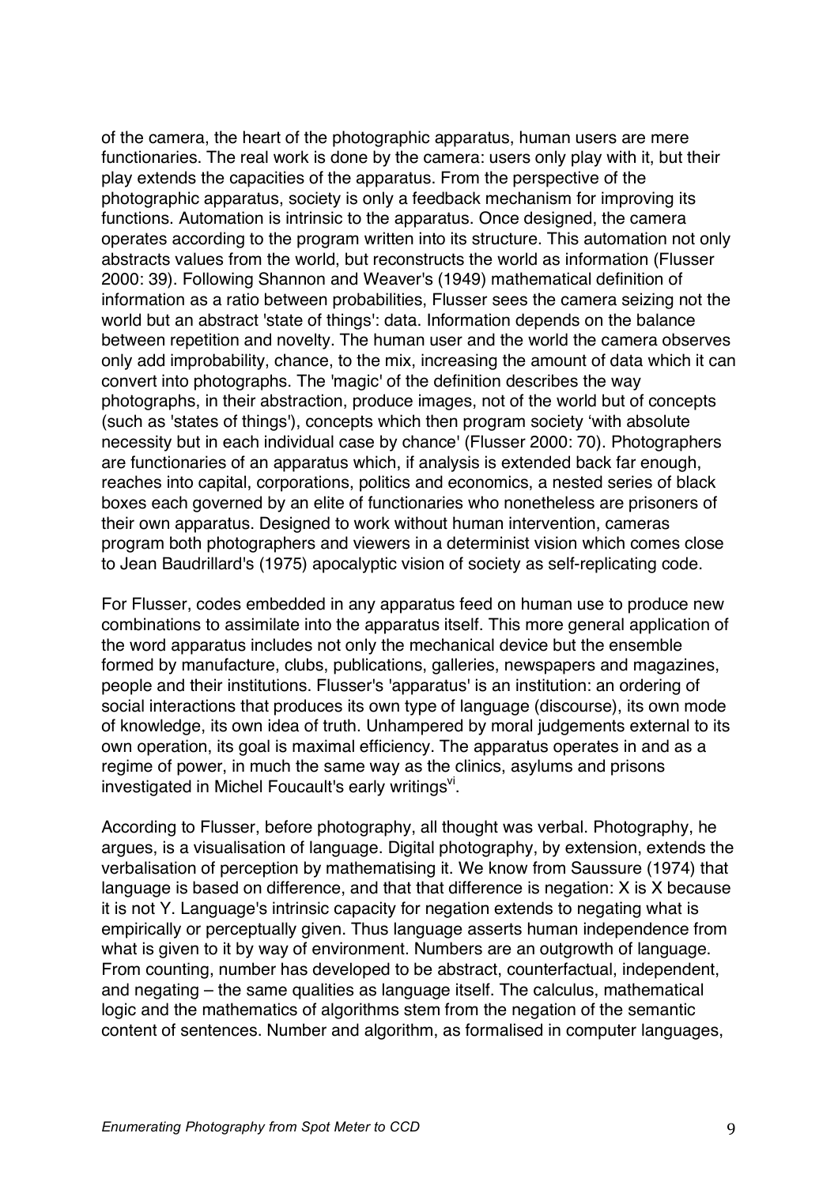of the camera, the heart of the photographic apparatus, human users are mere functionaries. The real work is done by the camera: users only play with it, but their play extends the capacities of the apparatus. From the perspective of the photographic apparatus, society is only a feedback mechanism for improving its functions. Automation is intrinsic to the apparatus. Once designed, the camera operates according to the program written into its structure. This automation not only abstracts values from the world, but reconstructs the world as information (Flusser 2000: 39). Following Shannon and Weaver's (1949) mathematical definition of information as a ratio between probabilities, Flusser sees the camera seizing not the world but an abstract 'state of things': data. Information depends on the balance between repetition and novelty. The human user and the world the camera observes only add improbability, chance, to the mix, increasing the amount of data which it can convert into photographs. The 'magic' of the definition describes the way photographs, in their abstraction, produce images, not of the world but of concepts (such as 'states of things'), concepts which then program society 'with absolute necessity but in each individual case by chance' (Flusser 2000: 70). Photographers are functionaries of an apparatus which, if analysis is extended back far enough, reaches into capital, corporations, politics and economics, a nested series of black boxes each governed by an elite of functionaries who nonetheless are prisoners of their own apparatus. Designed to work without human intervention, cameras program both photographers and viewers in a determinist vision which comes close to Jean Baudrillard's (1975) apocalyptic vision of society as self-replicating code.

For Flusser, codes embedded in any apparatus feed on human use to produce new combinations to assimilate into the apparatus itself. This more general application of the word apparatus includes not only the mechanical device but the ensemble formed by manufacture, clubs, publications, galleries, newspapers and magazines, people and their institutions. Flusser's 'apparatus' is an institution: an ordering of social interactions that produces its own type of language (discourse), its own mode of knowledge, its own idea of truth. Unhampered by moral judgements external to its own operation, its goal is maximal efficiency. The apparatus operates in and as a regime of power, in much the same way as the clinics, asylums and prisons investigated in Michel Foucault's early writings[vi].

According to Flusser, before photography, all thought was verbal. Photography, he argues, is a visualisation of language. Digital photography, by extension, extends the verbalisation of perception by mathematising it. We know from Saussure (1974) that language is based on difference, and that that difference is negation: X is X because it is not Y. Language's intrinsic capacity for negation extends to negating what is empirically or perceptually given. Thus language asserts human independence from what is given to it by way of environment. Numbers are an outgrowth of language. From counting, number has developed to be abstract, counterfactual, independent, and negating – the same qualities as language itself. The calculus, mathematical logic and the mathematics of algorithms stem from the negation of the semantic content of sentences. Number and algorithm, as formalised in computer languages,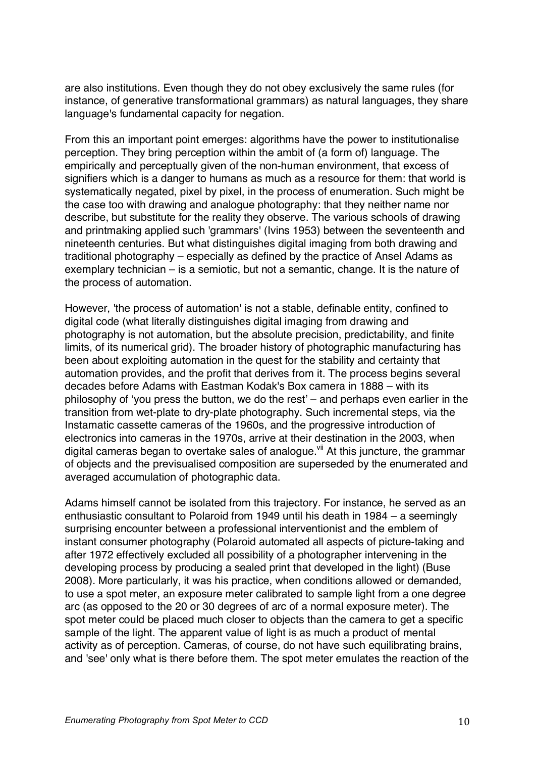are also institutions. Even though they do not obey exclusively the same rules (for instance, of generative transformational grammars) as natural languages, they share language's fundamental capacity for negation.

From this an important point emerges: algorithms have the power to institutionalise perception. They bring perception within the ambit of (a form of) language. The empirically and perceptually given of the non-human environment, that excess of signifiers which is a danger to humans as much as a resource for them: that world is systematically negated, pixel by pixel, in the process of enumeration. Such might be the case too with drawing and analogue photography: that they neither name nor describe, but substitute for the reality they observe. The various schools of drawing and printmaking applied such 'grammars' (Ivins 1953) between the seventeenth and nineteenth centuries. But what distinguishes digital imaging from both drawing and traditional photography – especially as defined by the practice of Ansel Adams as exemplary technician – is a semiotic, but not a semantic, change. It is the nature of the process of automation.

However, 'the process of automation' is not a stable, definable entity, confined to digital code (what literally distinguishes digital imaging from drawing and photography is not automation, but the absolute precision, predictability, and finite limits, of its numerical grid). The broader history of photographic manufacturing has been about exploiting automation in the quest for the stability and certainty that automation provides, and the profit that derives from it. The process begins several decades before Adams with Eastman Kodak's Box camera in 1888 – with its philosophy of 'you press the button, we do the rest' – and perhaps even earlier in the transition from wet-plate to dry-plate photography. Such incremental steps, via the Instamatic cassette cameras of the 1960s, and the progressive introduction of electronics into cameras in the 1970s, arrive at their destination in the 2003, when digital cameras began to overtake sales of analogue.[vii] At this juncture, the grammar of objects and the previsualised composition are superseded by the enumerated and averaged accumulation of photographic data.

Adams himself cannot be isolated from this trajectory. For instance, he served as an enthusiastic consultant to Polaroid from 1949 until his death in 1984 – a seemingly surprising encounter between a professional interventionist and the emblem of instant consumer photography (Polaroid automated all aspects of picture-taking and after 1972 effectively excluded all possibility of a photographer intervening in the developing process by producing a sealed print that developed in the light) (Buse 2008). More particularly, it was his practice, when conditions allowed or demanded, to use a spot meter, an exposure meter calibrated to sample light from a one degree arc (as opposed to the 20 or 30 degrees of arc of a normal exposure meter). The spot meter could be placed much closer to objects than the camera to get a specific sample of the light. The apparent value of light is as much a product of mental activity as of perception. Cameras, of course, do not have such equilibrating brains, and 'see' only what is there before them. The spot meter emulates the reaction of the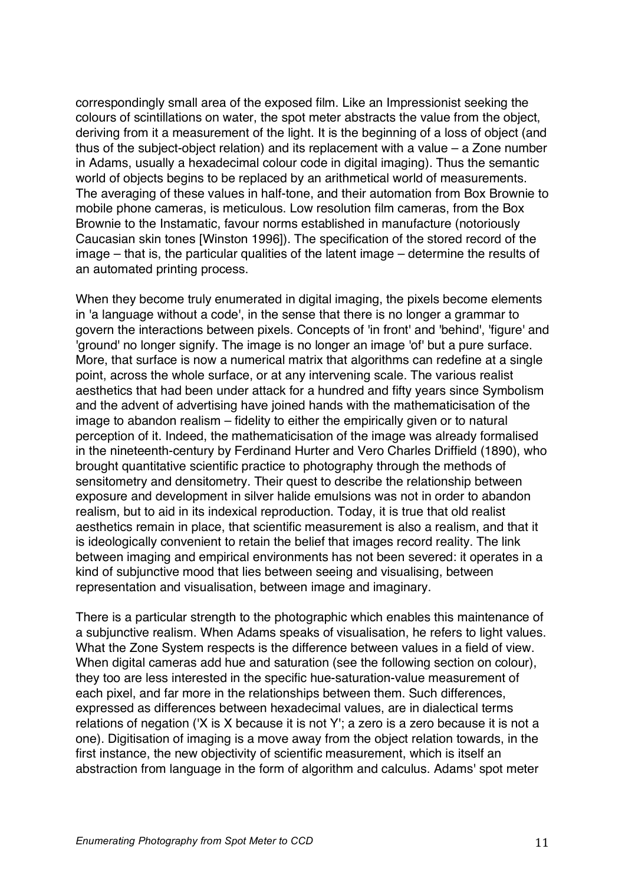correspondingly small area of the exposed film. Like an Impressionist seeking the colours of scintillations on water, the spot meter abstracts the value from the object, deriving from it a measurement of the light. It is the beginning of a loss of object (and thus of the subject-object relation) and its replacement with a value – a Zone number in Adams, usually a hexadecimal colour code in digital imaging). Thus the semantic world of objects begins to be replaced by an arithmetical world of measurements. The averaging of these values in half-tone, and their automation from Box Brownie to mobile phone cameras, is meticulous. Low resolution film cameras, from the Box Brownie to the Instamatic, favour norms established in manufacture (notoriously Caucasian skin tones [Winston 1996]). The specification of the stored record of the image – that is, the particular qualities of the latent image – determine the results of an automated printing process.

When they become truly enumerated in digital imaging, the pixels become elements in 'a language without a code', in the sense that there is no longer a grammar to govern the interactions between pixels. Concepts of 'in front' and 'behind', 'figure' and 'ground' no longer signify. The image is no longer an image 'of' but a pure surface. More, that surface is now a numerical matrix that algorithms can redefine at a single point, across the whole surface, or at any intervening scale. The various realist aesthetics that had been under attack for a hundred and fifty years since Symbolism and the advent of advertising have joined hands with the mathematicisation of the image to abandon realism – fidelity to either the empirically given or to natural perception of it. Indeed, the mathematicisation of the image was already formalised in the nineteenth-century by Ferdinand Hurter and Vero Charles Driffield (1890), who brought quantitative scientific practice to photography through the methods of sensitometry and densitometry. Their quest to describe the relationship between exposure and development in silver halide emulsions was not in order to abandon realism, but to aid in its indexical reproduction. Today, it is true that old realist aesthetics remain in place, that scientific measurement is also a realism, and that it is ideologically convenient to retain the belief that images record reality. The link between imaging and empirical environments has not been severed: it operates in a kind of subjunctive mood that lies between seeing and visualising, between representation and visualisation, between image and imaginary.

There is a particular strength to the photographic which enables this maintenance of a subjunctive realism. When Adams speaks of visualisation, he refers to light values. What the Zone System respects is the difference between values in a field of view. When digital cameras add hue and saturation (see the following section on colour), they too are less interested in the specific hue-saturation-value measurement of each pixel, and far more in the relationships between them. Such differences, expressed as differences between hexadecimal values, are in dialectical terms relations of negation ('X is X because it is not Y'; a zero is a zero because it is not a one). Digitisation of imaging is a move away from the object relation towards, in the first instance, the new objectivity of scientific measurement, which is itself an abstraction from language in the form of algorithm and calculus. Adams' spot meter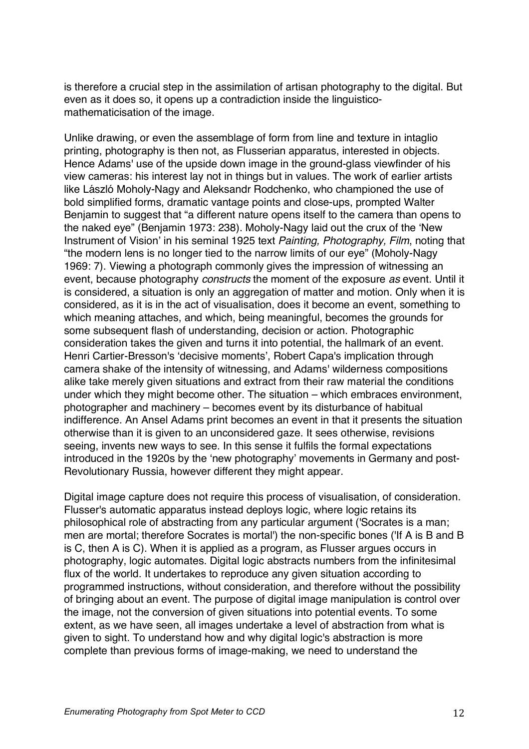is therefore a crucial step in the assimilation of artisan photography to the digital. But even as it does so, it opens up a contradiction inside the linguistico-mathematicisation of the image.

Unlike drawing, or even the assemblage of form from line and texture in intaglio printing, photography is then not, as Flusserian apparatus, interested in objects. Hence Adams' use of the upside down image in the ground-glass viewfinder of his view cameras: his interest lay not in things but in values. The work of earlier artists like László Moholy-Nagy and Aleksandr Rodchenko, who championed the use of bold simplified forms, dramatic vantage points and close-ups, prompted Walter Benjamin to suggest that "a different nature opens itself to the camera than opens to the naked eye" (Benjamin 1973: 238). Moholy-Nagy laid out the crux of the 'New Instrument of Vision' in his seminal 1925 text *Painting, Photography, Film*, noting that "the modern lens is no longer tied to the narrow limits of our eye" (Moholy-Nagy 1969: 7). Viewing a photograph commonly gives the impression of witnessing an event, because photography *constructs* the moment of the exposure *as* event. Until it is considered, a situation is only an aggregation of matter and motion. Only when it is considered, as it is in the act of visualisation, does it become an event, something to which meaning attaches, and which, being meaningful, becomes the grounds for some subsequent flash of understanding, decision or action. Photographic consideration takes the given and turns it into potential, the hallmark of an event. Henri Cartier-Bresson's 'decisive moments', Robert Capa's implication through camera shake of the intensity of witnessing, and Adams' wilderness compositions alike take merely given situations and extract from their raw material the conditions under which they might become other. The situation – which embraces environment, photographer and machinery – becomes event by its disturbance of habitual indifference. An Ansel Adams print becomes an event in that it presents the situation otherwise than it is given to an unconsidered gaze. It sees otherwise, revisions seeing, invents new ways to see. In this sense it fulfils the formal expectations introduced in the 1920s by the 'new photography' movements in Germany and post-Revolutionary Russia, however different they might appear.

Digital image capture does not require this process of visualisation, of consideration. Flusser's automatic apparatus instead deploys logic, where logic retains its philosophical role of abstracting from any particular argument ('Socrates is a man; men are mortal; therefore Socrates is mortal') the non-specific bones ('If A is B and B is C, then A is C). When it is applied as a program, as Flusser argues occurs in photography, logic automates. Digital logic abstracts numbers from the infinitesimal flux of the world. It undertakes to reproduce any given situation according to programmed instructions, without consideration, and therefore without the possibility of bringing about an event. The purpose of digital image manipulation is control over the image, not the conversion of given situations into potential events. To some extent, as we have seen, all images undertake a level of abstraction from what is given to sight. To understand how and why digital logic's abstraction is more complete than previous forms of image-making, we need to understand the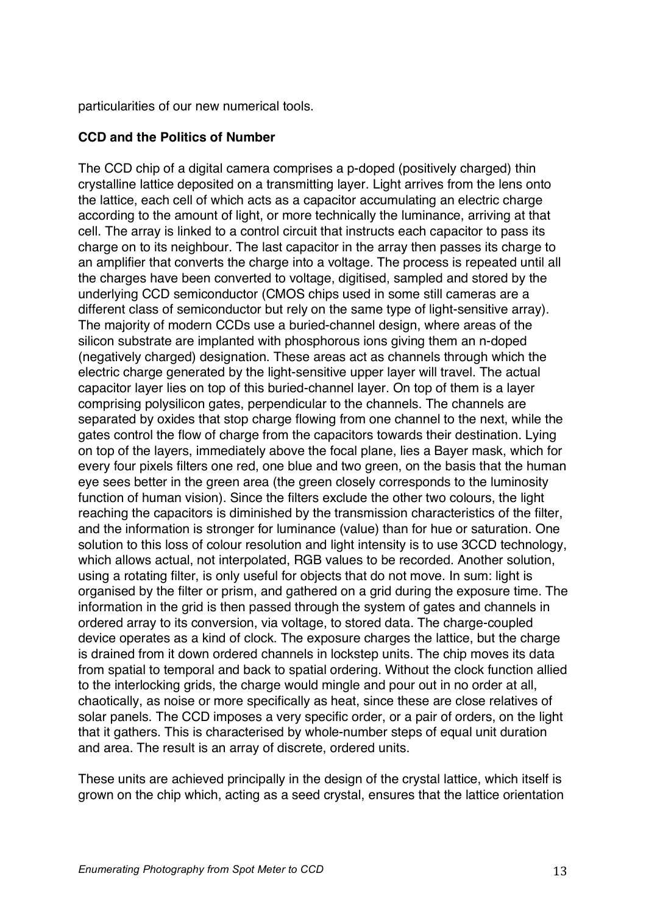particularities of our new numerical tools.

**CCD and the Politics of Number**

The CCD chip of a digital camera comprises a p-doped (positively charged) thin crystalline lattice deposited on a transmitting layer. Light arrives from the lens onto the lattice, each cell of which acts as a capacitor accumulating an electric charge according to the amount of light, or more technically the luminance, arriving at that cell. The array is linked to a control circuit that instructs each capacitor to pass its charge on to its neighbour. The last capacitor in the array then passes its charge to an amplifier that converts the charge into a voltage. The process is repeated until all the charges have been converted to voltage, digitised, sampled and stored by the underlying CCD semiconductor (CMOS chips used in some still cameras are a different class of semiconductor but rely on the same type of light-sensitive array). The majority of modern CCDs use a buried-channel design, where areas of the silicon substrate are implanted with phosphorous ions giving them an n-doped (negatively charged) designation. These areas act as channels through which the electric charge generated by the light-sensitive upper layer will travel. The actual capacitor layer lies on top of this buried-channel layer. On top of them is a layer comprising polysilicon gates, perpendicular to the channels. The channels are separated by oxides that stop charge flowing from one channel to the next, while the gates control the flow of charge from the capacitors towards their destination. Lying on top of the layers, immediately above the focal plane, lies a Bayer mask, which for every four pixels filters one red, one blue and two green, on the basis that the human eye sees better in the green area (the green closely corresponds to the luminosity function of human vision). Since the filters exclude the other two colours, the light reaching the capacitors is diminished by the transmission characteristics of the filter, and the information is stronger for luminance (value) than for hue or saturation. One solution to this loss of colour resolution and light intensity is to use 3CCD technology, which allows actual, not interpolated, RGB values to be recorded. Another solution, using a rotating filter, is only useful for objects that do not move. In sum: light is organised by the filter or prism, and gathered on a grid during the exposure time. The information in the grid is then passed through the system of gates and channels in ordered array to its conversion, via voltage, to stored data. The charge-coupled device operates as a kind of clock. The exposure charges the lattice, but the charge is drained from it down ordered channels in lockstep units. The chip moves its data from spatial to temporal and back to spatial ordering. Without the clock function allied to the interlocking grids, the charge would mingle and pour out in no order at all, chaotically, as noise or more specifically as heat, since these are close relatives of solar panels. The CCD imposes a very specific order, or a pair of orders, on the light that it gathers. This is characterised by whole-number steps of equal unit duration and area. The result is an array of discrete, ordered units.

These units are achieved principally in the design of the crystal lattice, which itself is grown on the chip which, acting as a seed crystal, ensures that the lattice orientation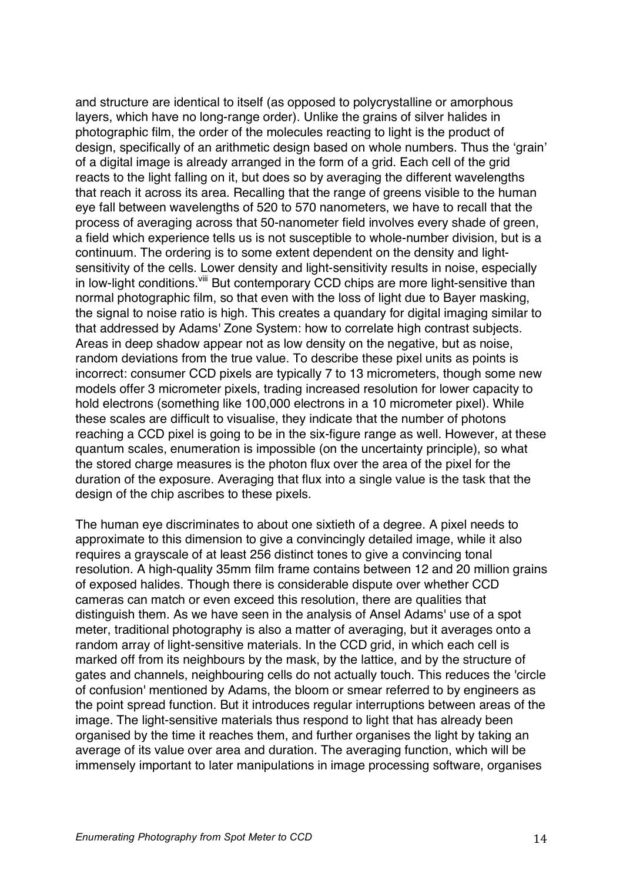and structure are identical to itself (as opposed to polycrystalline or amorphous layers, which have no long-range order). Unlike the grains of silver halides in photographic film, the order of the molecules reacting to light is the product of design, specifically of an arithmetic design based on whole numbers. Thus the 'grain' of a digital image is already arranged in the form of a grid. Each cell of the grid reacts to the light falling on it, but does so by averaging the different wavelengths that reach it across its area. Recalling that the range of greens visible to the human eye fall between wavelengths of 520 to 570 nanometers, we have to recall that the process of averaging across that 50-nanometer field involves every shade of green, a field which experience tells us is not susceptible to whole-number division, but is a continuum. The ordering is to some extent dependent on the density and light-sensitivity of the cells. Lower density and light-sensitivity results in noise, especially in low-light conditions.[viii] But contemporary CCD chips are more light-sensitive than normal photographic film, so that even with the loss of light due to Bayer masking, the signal to noise ratio is high. This creates a quandary for digital imaging similar to that addressed by Adams' Zone System: how to correlate high contrast subjects. Areas in deep shadow appear not as low density on the negative, but as noise, random deviations from the true value. To describe these pixel units as points is incorrect: consumer CCD pixels are typically 7 to 13 micrometers, though some new models offer 3 micrometer pixels, trading increased resolution for lower capacity to hold electrons (something like 100,000 electrons in a 10 micrometer pixel). While these scales are difficult to visualise, they indicate that the number of photons reaching a CCD pixel is going to be in the six-figure range as well. However, at these quantum scales, enumeration is impossible (on the uncertainty principle), so what the stored charge measures is the photon flux over the area of the pixel for the duration of the exposure. Averaging that flux into a single value is the task that the design of the chip ascribes to these pixels.

The human eye discriminates to about one sixtieth of a degree. A pixel needs to approximate to this dimension to give a convincingly detailed image, while it also requires a grayscale of at least 256 distinct tones to give a convincing tonal resolution. A high-quality 35mm film frame contains between 12 and 20 million grains of exposed halides. Though there is considerable dispute over whether CCD cameras can match or even exceed this resolution, there are qualities that distinguish them. As we have seen in the analysis of Ansel Adams' use of a spot meter, traditional photography is also a matter of averaging, but it averages onto a random array of light-sensitive materials. In the CCD grid, in which each cell is marked off from its neighbours by the mask, by the lattice, and by the structure of gates and channels, neighbouring cells do not actually touch. This reduces the 'circle of confusion' mentioned by Adams, the bloom or smear referred to by engineers as the point spread function. But it introduces regular interruptions between areas of the image. The light-sensitive materials thus respond to light that has already been organised by the time it reaches them, and further organises the light by taking an average of its value over area and duration. The averaging function, which will be immensely important to later manipulations in image processing software, organises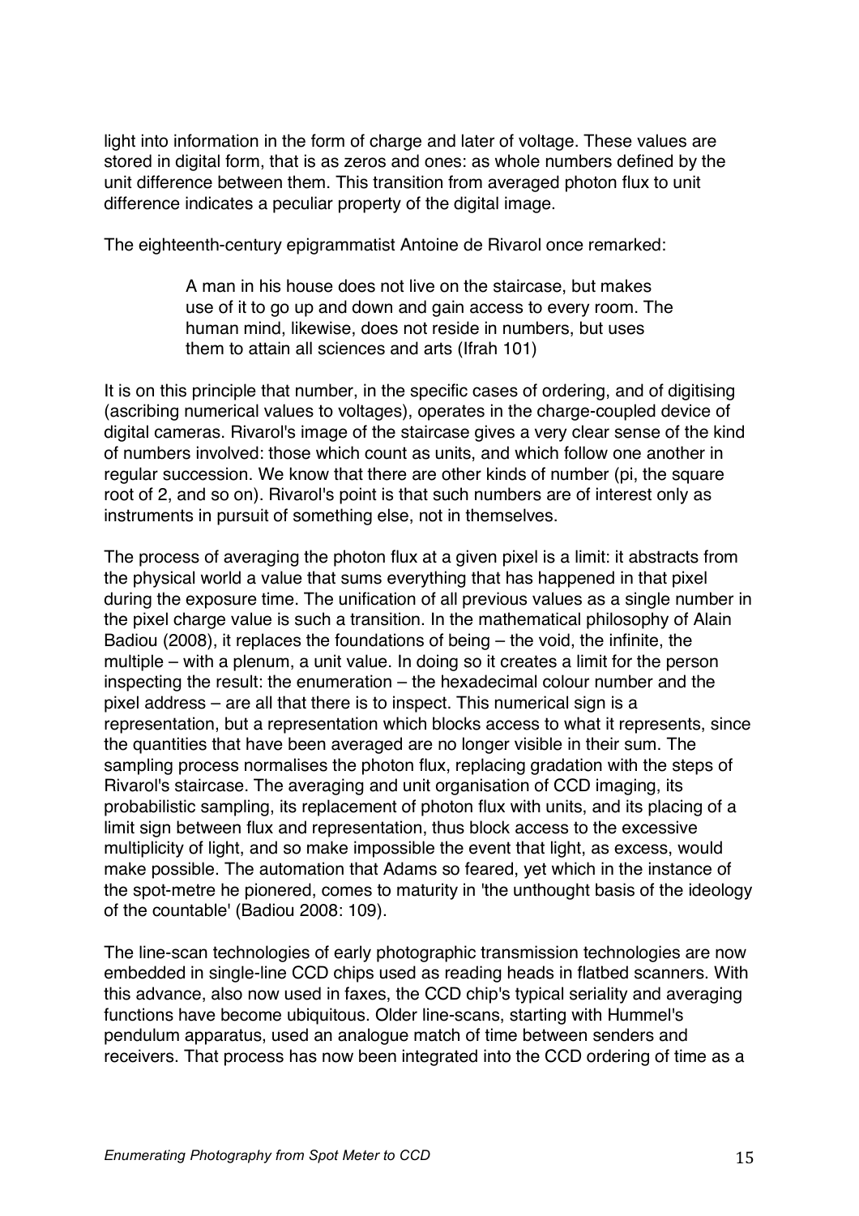light into information in the form of charge and later of voltage. These values are stored in digital form, that is as zeros and ones: as whole numbers defined by the unit difference between them. This transition from averaged photon flux to unit difference indicates a peculiar property of the digital image.

The eighteenth-century epigrammatist Antoine de Rivarol once remarked:

> A man in his house does not live on the staircase, but makes use of it to go up and down and gain access to every room. The human mind, likewise, does not reside in numbers, but uses them to attain all sciences and arts (Ifrah 101)

It is on this principle that number, in the specific cases of ordering, and of digitising (ascribing numerical values to voltages), operates in the charge-coupled device of digital cameras. Rivarol's image of the staircase gives a very clear sense of the kind of numbers involved: those which count as units, and which follow one another in regular succession. We know that there are other kinds of number (pi, the square root of 2, and so on). Rivarol's point is that such numbers are of interest only as instruments in pursuit of something else, not in themselves.

The process of averaging the photon flux at a given pixel is a limit: it abstracts from the physical world a value that sums everything that has happened in that pixel during the exposure time. The unification of all previous values as a single number in the pixel charge value is such a transition. In the mathematical philosophy of Alain Badiou (2008), it replaces the foundations of being – the void, the infinite, the multiple – with a plenum, a unit value. In doing so it creates a limit for the person inspecting the result: the enumeration – the hexadecimal colour number and the pixel address – are all that there is to inspect. This numerical sign is a representation, but a representation which blocks access to what it represents, since the quantities that have been averaged are no longer visible in their sum. The sampling process normalises the photon flux, replacing gradation with the steps of Rivarol's staircase. The averaging and unit organisation of CCD imaging, its probabilistic sampling, its replacement of photon flux with units, and its placing of a limit sign between flux and representation, thus block access to the excessive multiplicity of light, and so make impossible the event that light, as excess, would make possible. The automation that Adams so feared, yet which in the instance of the spot-metre he pioneered, comes to maturity in 'the unthought basis of the ideology of the countable' (Badiou 2008: 109).

The line-scan technologies of early photographic transmission technologies are now embedded in single-line CCD chips used as reading heads in flatbed scanners. With this advance, also now used in faxes, the CCD chip's typical seriality and averaging functions have become ubiquitous. Older line-scans, starting with Hummel's pendulum apparatus, used an analogue match of time between senders and receivers. That process has now been integrated into the CCD ordering of time as a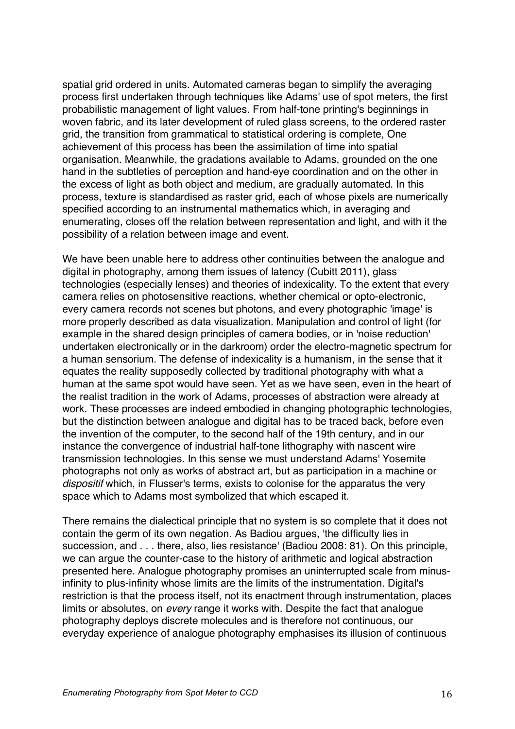spatial grid ordered in units. Automated cameras began to simplify the averaging process first undertaken through techniques like Adams' use of spot meters, the first probabilistic management of light values. From half-tone printing's beginnings in woven fabric, and its later development of ruled glass screens, to the ordered raster grid, the transition from grammatical to statistical ordering is complete, One achievement of this process has been the assimilation of time into spatial organisation. Meanwhile, the gradations available to Adams, grounded on the one hand in the subtleties of perception and hand-eye coordination and on the other in the excess of light as both object and medium, are gradually automated. In this process, texture is standardised as raster grid, each of whose pixels are numerically specified according to an instrumental mathematics which, in averaging and enumerating, closes off the relation between representation and light, and with it the possibility of a relation between image and event.

We have been unable here to address other continuities between the analogue and digital in photography, among them issues of latency (Cubitt 2011), glass technologies (especially lenses) and theories of indexicality. To the extent that every camera relies on photosensitive reactions, whether chemical or opto-electronic, every camera records not scenes but photons, and every photographic 'image' is more properly described as data visualization. Manipulation and control of light (for example in the shared design principles of camera bodies, or in 'noise reduction' undertaken electronically or in the darkroom) order the electro-magnetic spectrum for a human sensorium. The defense of indexicality is a humanism, in the sense that it equates the reality supposedly collected by traditional photography with what a human at the same spot would have seen. Yet as we have seen, even in the heart of the realist tradition in the work of Adams, processes of abstraction were already at work. These processes are indeed embodied in changing photographic technologies, but the distinction between analogue and digital has to be traced back, before even the invention of the computer, to the second half of the 19th century, and in our instance the convergence of industrial half-tone lithography with nascent wire transmission technologies. In this sense we must understand Adams' Yosemite photographs not only as works of abstract art, but as participation in a machine or *dispositif* which, in Flusser's terms, exists to colonise for the apparatus the very space which to Adams most symbolized that which escaped it.

There remains the dialectical principle that no system is so complete that it does not contain the germ of its own negation. As Badiou argues, 'the difficulty lies in succession, and . . . there, also, lies resistance' (Badiou 2008: 81). On this principle, we can argue the counter-case to the history of arithmetic and logical abstraction presented here. Analogue photography promises an uninterrupted scale from minus-infinity to plus-infinity whose limits are the limits of the instrumentation. Digital's restriction is that the process itself, not its enactment through instrumentation, places limits or absolutes, on *every* range it works with. Despite the fact that analogue photography deploys discrete molecules and is therefore not continuous, our everyday experience of analogue photography emphasises its illusion of continuous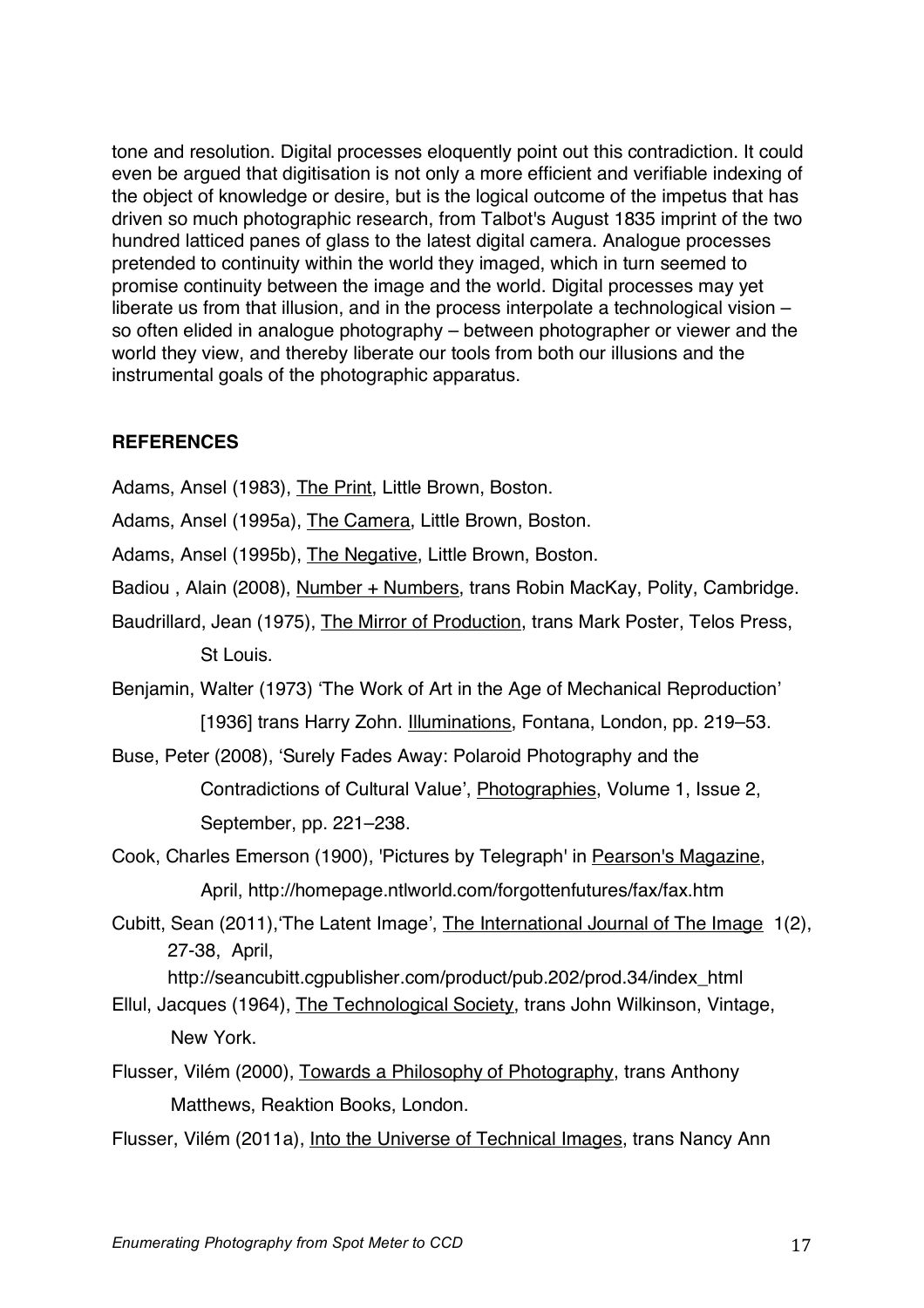tone and resolution. Digital processes eloquently point out this contradiction. It could even be argued that digitisation is not only a more efficient and verifiable indexing of the object of knowledge or desire, but is the logical outcome of the impetus that has driven so much photographic research, from Talbot's August 1835 imprint of the two hundred latticed panes of glass to the latest digital camera. Analogue processes pretended to continuity within the world they imaged, which in turn seemed to promise continuity between the image and the world. Digital processes may yet liberate us from that illusion, and in the process interpolate a technological vision – so often elided in analogue photography – between photographer or viewer and the world they view, and thereby liberate our tools from both our illusions and the instrumental goals of the photographic apparatus.

## REFERENCES

Adams, Ansel (1983), The Print, Little Brown, Boston.

Adams, Ansel (1995a), The Camera, Little Brown, Boston.

Adams, Ansel (1995b), The Negative, Little Brown, Boston.

Badiou , Alain (2008), Number + Numbers, trans Robin MacKay, Polity, Cambridge.

Baudrillard, Jean (1975), The Mirror of Production, trans Mark Poster, Telos Press, St Louis.

Benjamin, Walter (1973) 'The Work of Art in the Age of Mechanical Reproduction' [1936] trans Harry Zohn. Illuminations, Fontana, London, pp. 219–53.

Buse, Peter (2008), 'Surely Fades Away: Polaroid Photography and the Contradictions of Cultural Value', Photographies, Volume 1, Issue 2, September, pp. 221–238.

Cook, Charles Emerson (1900), 'Pictures by Telegraph' in Pearson's Magazine, April, http://homepage.ntlworld.com/forgottenfutures/fax/fax.htm

Cubitt, Sean (2011),'The Latent Image', The International Journal of The Image 1(2), 27-38, April, http://seancubitt.cgpublisher.com/product/pub.202/prod.34/index_html

Ellul, Jacques (1964), The Technological Society, trans John Wilkinson, Vintage, New York.

Flusser, Vilém (2000), Towards a Philosophy of Photography, trans Anthony Matthews, Reaktion Books, London.

Flusser, Vilém (2011a), Into the Universe of Technical Images, trans Nancy Ann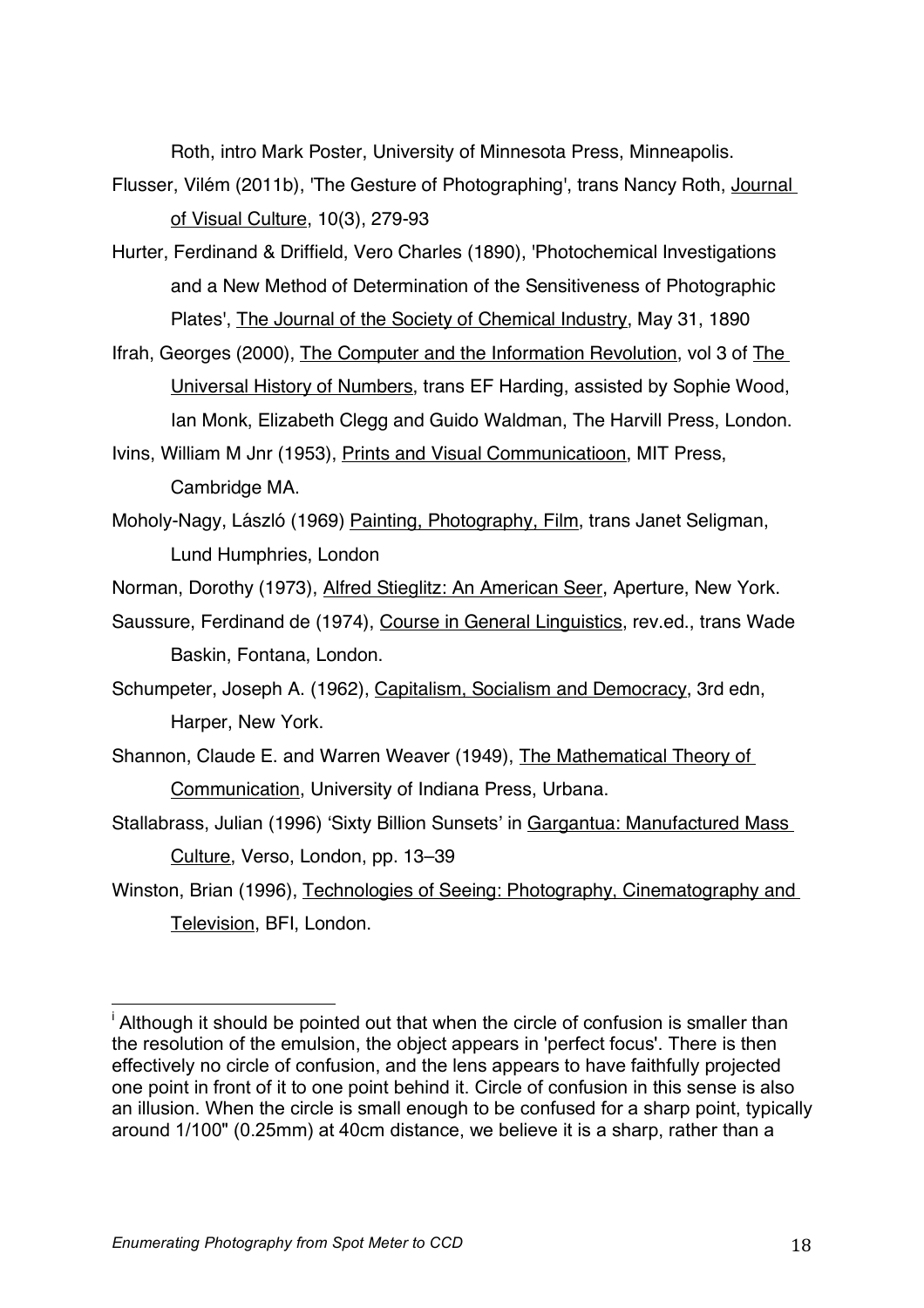Roth, intro Mark Poster, University of Minnesota Press, Minneapolis.

Flusser, Vilém (2011b), 'The Gesture of Photographing', trans Nancy Roth, Journal of Visual Culture, 10(3), 279-93

Hurter, Ferdinand & Driffield, Vero Charles (1890), 'Photochemical Investigations and a New Method of Determination of the Sensitiveness of Photographic Plates', The Journal of the Society of Chemical Industry, May 31, 1890

Ifrah, Georges (2000), The Computer and the Information Revolution, vol 3 of The Universal History of Numbers, trans EF Harding, assisted by Sophie Wood, Ian Monk, Elizabeth Clegg and Guido Waldman, The Harvill Press, London.

Ivins, William M Jnr (1953), Prints and Visual Communicatioon, MIT Press, Cambridge MA.

Moholy-Nagy, László (1969) Painting, Photography, Film, trans Janet Seligman, Lund Humphries, London

Norman, Dorothy (1973), Alfred Stieglitz: An American Seer, Aperture, New York.

Saussure, Ferdinand de (1974), Course in General Linguistics, rev.ed., trans Wade Baskin, Fontana, London.

Schumpeter, Joseph A. (1962), Capitalism, Socialism and Democracy, 3rd edn, Harper, New York.

Shannon, Claude E. and Warren Weaver (1949), The Mathematical Theory of Communication, University of Indiana Press, Urbana.

Stallabrass, Julian (1996) 'Sixty Billion Sunsets' in Gargantua: Manufactured Mass Culture, Verso, London, pp. 13–39

Winston, Brian (1996), Technologies of Seeing: Photography, Cinematography and Television, BFI, London.

---

[i] Although it should be pointed out that when the circle of confusion is smaller than the resolution of the emulsion, the object appears in 'perfect focus'. There is then effectively no circle of confusion, and the lens appears to have faithfully projected one point in front of it to one point behind it. Circle of confusion in this sense is also an illusion. When the circle is small enough to be confused for a sharp point, typically around 1/100" (0.25mm) at 40cm distance, we believe it is a sharp, rather than a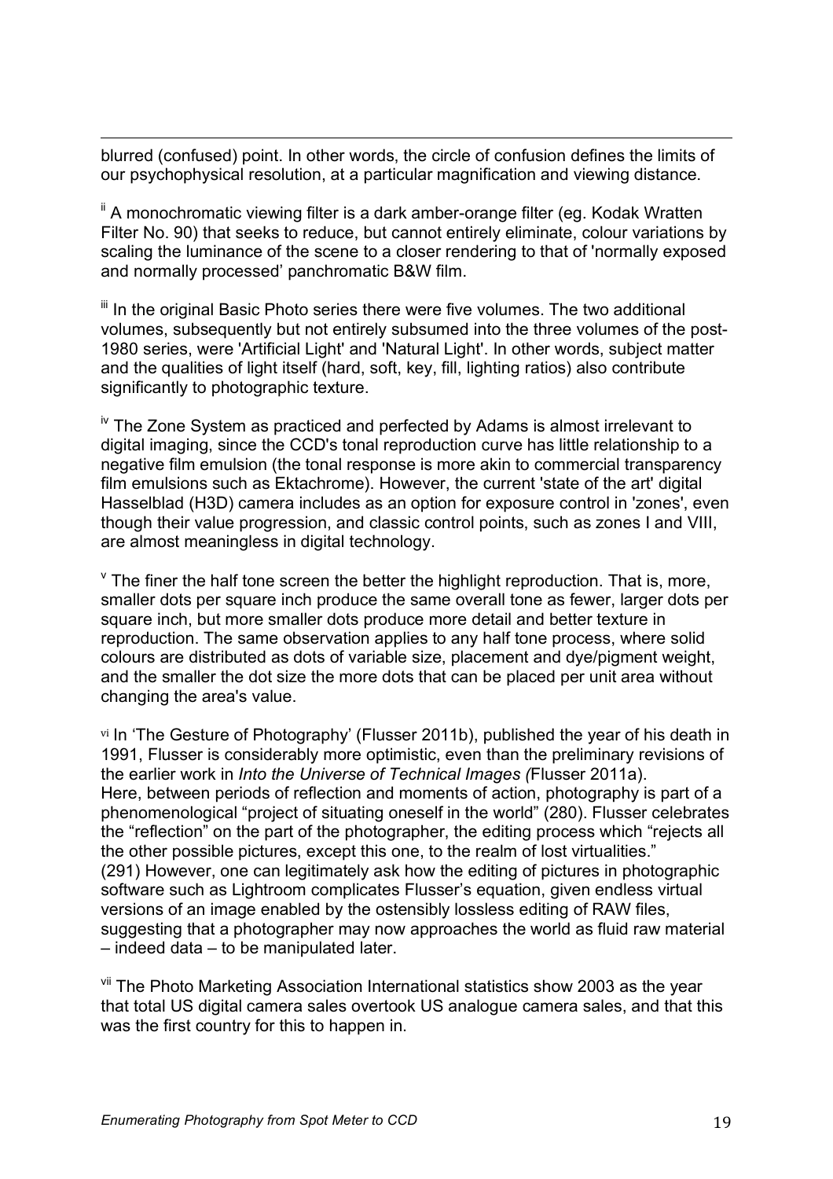blurred (confused) point. In other words, the circle of confusion defines the limits of our psychophysical resolution, at a particular magnification and viewing distance.

[ii] A monochromatic viewing filter is a dark amber-orange filter (eg. Kodak Wratten Filter No. 90) that seeks to reduce, but cannot entirely eliminate, colour variations by scaling the luminance of the scene to a closer rendering to that of 'normally exposed and normally processed' panchromatic B&W film.

[iii] In the original Basic Photo series there were five volumes. The two additional volumes, subsequently but not entirely subsumed into the three volumes of the post-1980 series, were 'Artificial Light' and 'Natural Light'. In other words, subject matter and the qualities of light itself (hard, soft, key, fill, lighting ratios) also contribute significantly to photographic texture.

[iv] The Zone System as practiced and perfected by Adams is almost irrelevant to digital imaging, since the CCD's tonal reproduction curve has little relationship to a negative film emulsion (the tonal response is more akin to commercial transparency film emulsions such as Ektachrome). However, the current 'state of the art' digital Hasselblad (H3D) camera includes as an option for exposure control in 'zones', even though their value progression, and classic control points, such as zones I and VIII, are almost meaningless in digital technology.

[v] The finer the half tone screen the better the highlight reproduction. That is, more, smaller dots per square inch produce the same overall tone as fewer, larger dots per square inch, but more smaller dots produce more detail and better texture in reproduction. The same observation applies to any half tone process, where solid colours are distributed as dots of variable size, placement and dye/pigment weight, and the smaller the dot size the more dots that can be placed per unit area without changing the area's value.

[vi] In 'The Gesture of Photography' (Flusser 2011b), published the year of his death in 1991, Flusser is considerably more optimistic, even than the preliminary revisions of the earlier work in *Into the Universe of Technical Images (*Flusser 2011a). Here, between periods of reflection and moments of action, photography is part of a phenomenological "project of situating oneself in the world" (280). Flusser celebrates the "reflection" on the part of the photographer, the editing process which "rejects all the other possible pictures, except this one, to the realm of lost virtualities." (291) However, one can legitimately ask how the editing of pictures in photographic software such as Lightroom complicates Flusser's equation, given endless virtual versions of an image enabled by the ostensibly lossless editing of RAW files, suggesting that a photographer may now approaches the world as fluid raw material – indeed data – to be manipulated later.

[vii] The Photo Marketing Association International statistics show 2003 as the year that total US digital camera sales overtook US analogue camera sales, and that this was the first country for this to happen in.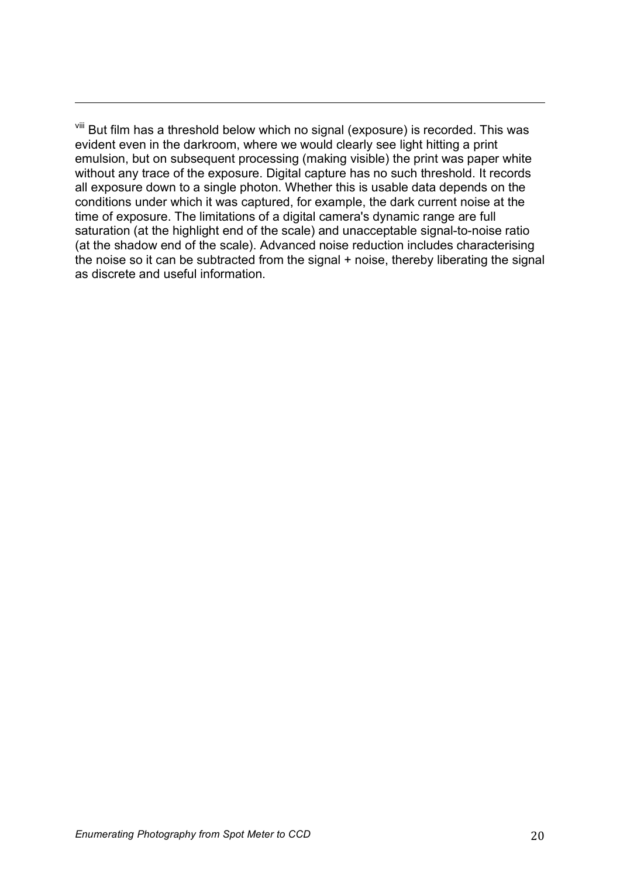[viii] But film has a threshold below which no signal (exposure) is recorded. This was evident even in the darkroom, where we would clearly see light hitting a print emulsion, but on subsequent processing (making visible) the print was paper white without any trace of the exposure. Digital capture has no such threshold. It records all exposure down to a single photon. Whether this is usable data depends on the conditions under which it was captured, for example, the dark current noise at the time of exposure. The limitations of a digital camera's dynamic range are full saturation (at the highlight end of the scale) and unacceptable signal-to-noise ratio (at the shadow end of the scale). Advanced noise reduction includes characterising the noise so it can be subtracted from the signal + noise, thereby liberating the signal as discrete and useful information.